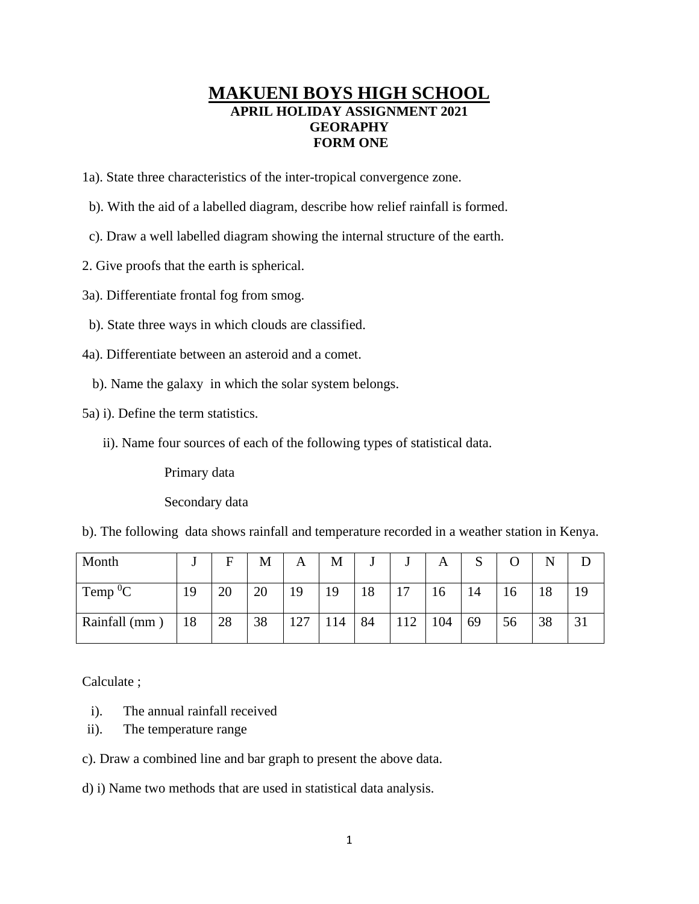# MAKUENI BOYS HIGH SCHOOL

**APRIL HOLIDAY ASSIGNMENT 2021**

**GEORAPHY**

**FORM ONE**

1a). State three characteristics of the inter-tropical convergence zone.

b). With the aid of a labelled diagram, describe how relief rainfall is formed.

c). Draw a well labelled diagram showing the internal structure of the earth.

2. Give proofs that the earth is spherical.

3a). Differentiate frontal fog from smog.

b). State three ways in which clouds are classified.

4a). Differentiate between an asteroid and a comet.

b). Name the galaxy in which the solar system belongs.

5a) i). Define the term statistics.

ii). Name four sources of each of the following types of statistical data.

Primary data

Secondary data

b). The following data shows rainfall and temperature recorded in a weather station in Kenya.

| Month | J | F | M | A | M | J | J | A | S | O | N | D |
|---|---|---|---|---|---|---|---|---|---|---|---|---|
| Temp $^0$C | 19 | 20 | 20 | 19 | 19 | 18 | 17 | 16 | 14 | 16 | 18 | 19 |
| Rainfall (mm ) | 18 | 28 | 38 | 127 | 114 | 84 | 112 | 104 | 69 | 56 | 38 | 31 |

Calculate ;

i). The annual rainfall received

ii). The temperature range

c). Draw a combined line and bar graph to present the above data.

d) i) Name two methods that are used in statistical data analysis.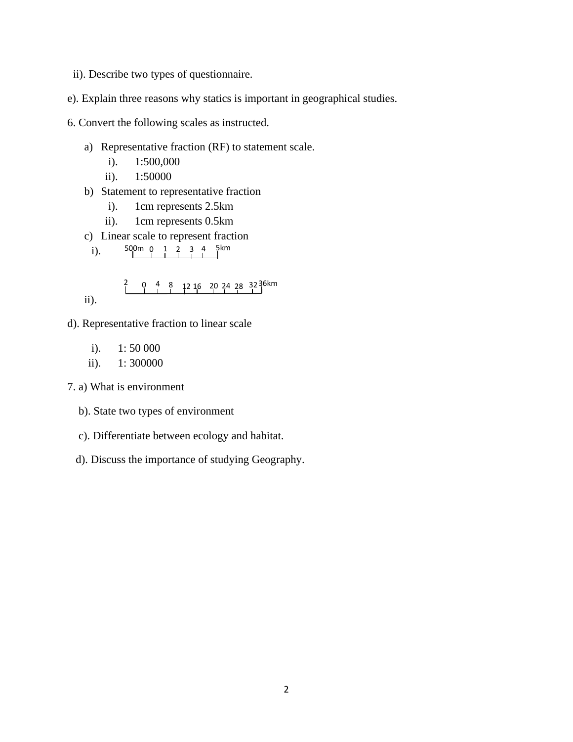ii). Describe two types of questionnaire.

e). Explain three reasons why statics is important in geographical studies.

6. Convert the following scales as instructed.

a) Representative fraction (RF) to statement scale.
   i). 1:500,000
   ii). 1:50000
b) Statement to representative fraction
   i). 1cm represents 2.5km
   ii). 1cm represents 0.5km
c) Linear scale to represent fraction
   i).

   500m 0 1 2 3 4 5km

   ii).

   2 0 4 8 12 16 20 24 28 32 36km

d). Representative fraction to linear scale

   i). 1: 50 000
   ii). 1: 300000

7. a) What is environment

b). State two types of environment

c). Differentiate between ecology and habitat.

d). Discuss the importance of studying Geography.